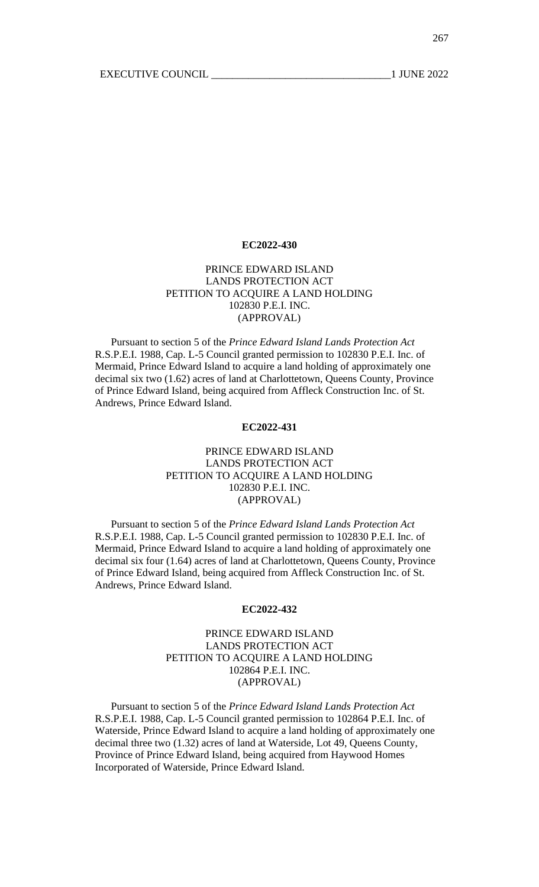**EC2022-430**

PRINCE EDWARD ISLAND
LANDS PROTECTION ACT
PETITION TO ACQUIRE A LAND HOLDING
102830 P.E.I. INC.
(APPROVAL)

Pursuant to section 5 of the *Prince Edward Island Lands Protection Act* R.S.P.E.I. 1988, Cap. L-5 Council granted permission to 102830 P.E.I. Inc. of Mermaid, Prince Edward Island to acquire a land holding of approximately one decimal six two (1.62) acres of land at Charlottetown, Queens County, Province of Prince Edward Island, being acquired from Affleck Construction Inc. of St. Andrews, Prince Edward Island.

**EC2022-431**

PRINCE EDWARD ISLAND
LANDS PROTECTION ACT
PETITION TO ACQUIRE A LAND HOLDING
102830 P.E.I. INC.
(APPROVAL)

Pursuant to section 5 of the *Prince Edward Island Lands Protection Act* R.S.P.E.I. 1988, Cap. L-5 Council granted permission to 102830 P.E.I. Inc. of Mermaid, Prince Edward Island to acquire a land holding of approximately one decimal six four (1.64) acres of land at Charlottetown, Queens County, Province of Prince Edward Island, being acquired from Affleck Construction Inc. of St. Andrews, Prince Edward Island.

**EC2022-432**

PRINCE EDWARD ISLAND
LANDS PROTECTION ACT
PETITION TO ACQUIRE A LAND HOLDING
102864 P.E.I. INC.
(APPROVAL)

Pursuant to section 5 of the *Prince Edward Island Lands Protection Act* R.S.P.E.I. 1988, Cap. L-5 Council granted permission to 102864 P.E.I. Inc. of Waterside, Prince Edward Island to acquire a land holding of approximately one decimal three two (1.32) acres of land at Waterside, Lot 49, Queens County, Province of Prince Edward Island, being acquired from Haywood Homes Incorporated of Waterside, Prince Edward Island.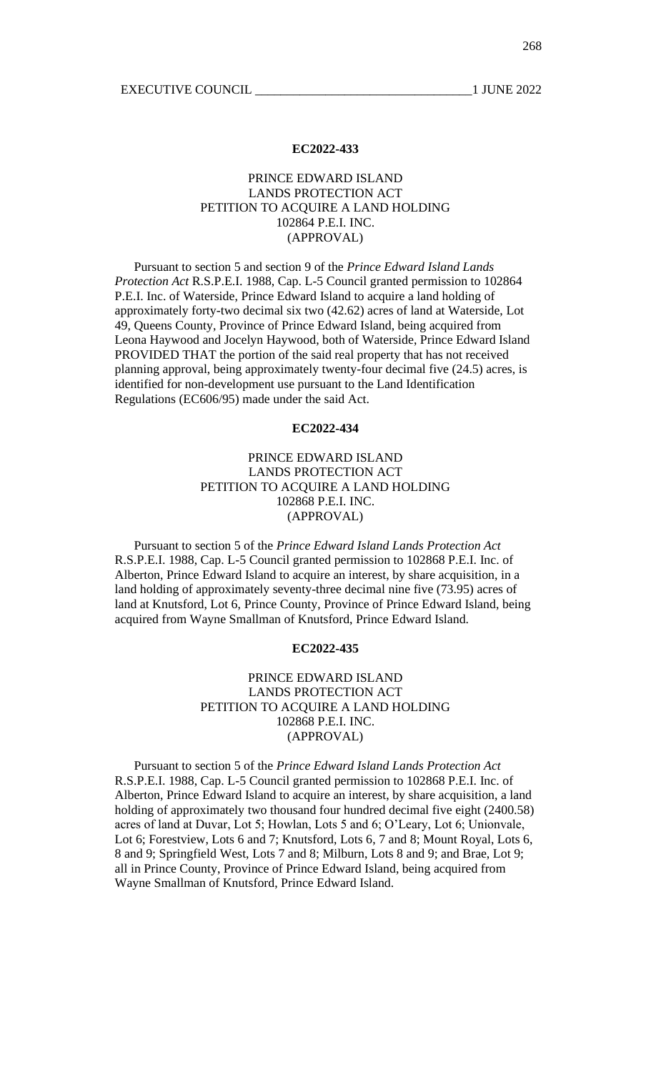### EC2022-433

PRINCE EDWARD ISLAND
LANDS PROTECTION ACT
PETITION TO ACQUIRE A LAND HOLDING
102864 P.E.I. INC.
(APPROVAL)

Pursuant to section 5 and section 9 of the *Prince Edward Island Lands Protection Act* R.S.P.E.I. 1988, Cap. L-5 Council granted permission to 102864 P.E.I. Inc. of Waterside, Prince Edward Island to acquire a land holding of approximately forty-two decimal six two (42.62) acres of land at Waterside, Lot 49, Queens County, Province of Prince Edward Island, being acquired from Leona Haywood and Jocelyn Haywood, both of Waterside, Prince Edward Island PROVIDED THAT the portion of the said real property that has not received planning approval, being approximately twenty-four decimal five (24.5) acres, is identified for non-development use pursuant to the Land Identification Regulations (EC606/95) made under the said Act.

### EC2022-434

PRINCE EDWARD ISLAND
LANDS PROTECTION ACT
PETITION TO ACQUIRE A LAND HOLDING
102868 P.E.I. INC.
(APPROVAL)

Pursuant to section 5 of the *Prince Edward Island Lands Protection Act* R.S.P.E.I. 1988, Cap. L-5 Council granted permission to 102868 P.E.I. Inc. of Alberton, Prince Edward Island to acquire an interest, by share acquisition, in a land holding of approximately seventy-three decimal nine five (73.95) acres of land at Knutsford, Lot 6, Prince County, Province of Prince Edward Island, being acquired from Wayne Smallman of Knutsford, Prince Edward Island.

### EC2022-435

PRINCE EDWARD ISLAND
LANDS PROTECTION ACT
PETITION TO ACQUIRE A LAND HOLDING
102868 P.E.I. INC.
(APPROVAL)

Pursuant to section 5 of the *Prince Edward Island Lands Protection Act* R.S.P.E.I. 1988, Cap. L-5 Council granted permission to 102868 P.E.I. Inc. of Alberton, Prince Edward Island to acquire an interest, by share acquisition, a land holding of approximately two thousand four hundred decimal five eight (2400.58) acres of land at Duvar, Lot 5; Howlan, Lots 5 and 6; O'Leary, Lot 6; Unionvale, Lot 6; Forestview, Lots 6 and 7; Knutsford, Lots 6, 7 and 8; Mount Royal, Lots 6, 8 and 9; Springfield West, Lots 7 and 8; Milburn, Lots 8 and 9; and Brae, Lot 9; all in Prince County, Province of Prince Edward Island, being acquired from Wayne Smallman of Knutsford, Prince Edward Island.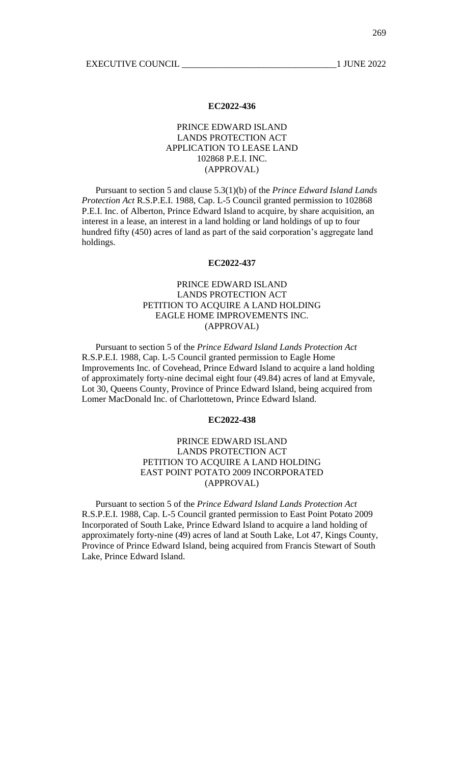### EC2022-436

PRINCE EDWARD ISLAND
LANDS PROTECTION ACT
APPLICATION TO LEASE LAND
102868 P.E.I. INC.
(APPROVAL)

Pursuant to section 5 and clause 5.3(1)(b) of the *Prince Edward Island Lands Protection Act* R.S.P.E.I. 1988, Cap. L-5 Council granted permission to 102868 P.E.I. Inc. of Alberton, Prince Edward Island to acquire, by share acquisition, an interest in a lease, an interest in a land holding or land holdings of up to four hundred fifty (450) acres of land as part of the said corporation's aggregate land holdings.

### EC2022-437

PRINCE EDWARD ISLAND
LANDS PROTECTION ACT
PETITION TO ACQUIRE A LAND HOLDING
EAGLE HOME IMPROVEMENTS INC.
(APPROVAL)

Pursuant to section 5 of the *Prince Edward Island Lands Protection Act* R.S.P.E.I. 1988, Cap. L-5 Council granted permission to Eagle Home Improvements Inc. of Covehead, Prince Edward Island to acquire a land holding of approximately forty-nine decimal eight four (49.84) acres of land at Emyvale, Lot 30, Queens County, Province of Prince Edward Island, being acquired from Lomer MacDonald Inc. of Charlottetown, Prince Edward Island.

### EC2022-438

PRINCE EDWARD ISLAND
LANDS PROTECTION ACT
PETITION TO ACQUIRE A LAND HOLDING
EAST POINT POTATO 2009 INCORPORATED
(APPROVAL)

Pursuant to section 5 of the *Prince Edward Island Lands Protection Act* R.S.P.E.I. 1988, Cap. L-5 Council granted permission to East Point Potato 2009 Incorporated of South Lake, Prince Edward Island to acquire a land holding of approximately forty-nine (49) acres of land at South Lake, Lot 47, Kings County, Province of Prince Edward Island, being acquired from Francis Stewart of South Lake, Prince Edward Island.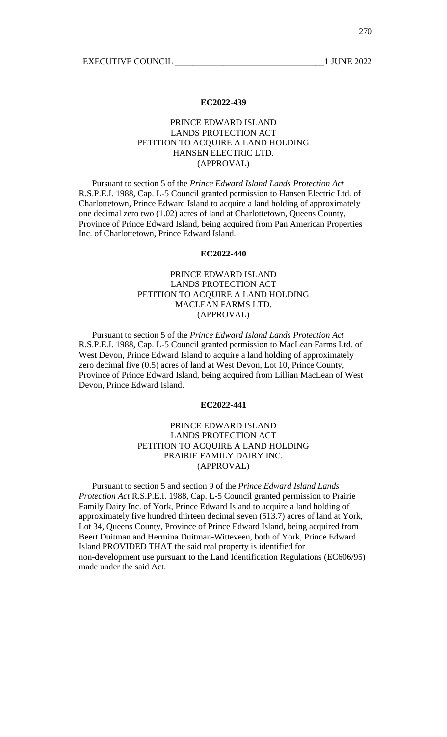## EC2022-439

### PRINCE EDWARD ISLAND LANDS PROTECTION ACT PETITION TO ACQUIRE A LAND HOLDING HANSEN ELECTRIC LTD. (APPROVAL)

Pursuant to section 5 of the *Prince Edward Island Lands Protection Act* R.S.P.E.I. 1988, Cap. L-5 Council granted permission to Hansen Electric Ltd. of Charlottetown, Prince Edward Island to acquire a land holding of approximately one decimal zero two (1.02) acres of land at Charlottetown, Queens County, Province of Prince Edward Island, being acquired from Pan American Properties Inc. of Charlottetown, Prince Edward Island.

## EC2022-440

### PRINCE EDWARD ISLAND LANDS PROTECTION ACT PETITION TO ACQUIRE A LAND HOLDING MACLEAN FARMS LTD. (APPROVAL)

Pursuant to section 5 of the *Prince Edward Island Lands Protection Act* R.S.P.E.I. 1988, Cap. L-5 Council granted permission to MacLean Farms Ltd. of West Devon, Prince Edward Island to acquire a land holding of approximately zero decimal five (0.5) acres of land at West Devon, Lot 10, Prince County, Province of Prince Edward Island, being acquired from Lillian MacLean of West Devon, Prince Edward Island.

## EC2022-441

### PRINCE EDWARD ISLAND LANDS PROTECTION ACT PETITION TO ACQUIRE A LAND HOLDING PRAIRIE FAMILY DAIRY INC. (APPROVAL)

Pursuant to section 5 and section 9 of the *Prince Edward Island Lands Protection Act* R.S.P.E.I. 1988, Cap. L-5 Council granted permission to Prairie Family Dairy Inc. of York, Prince Edward Island to acquire a land holding of approximately five hundred thirteen decimal seven (513.7) acres of land at York, Lot 34, Queens County, Province of Prince Edward Island, being acquired from Beert Duitman and Hermina Duitman-Witteveen, both of York, Prince Edward Island PROVIDED THAT the said real property is identified for non-development use pursuant to the Land Identification Regulations (EC606/95) made under the said Act.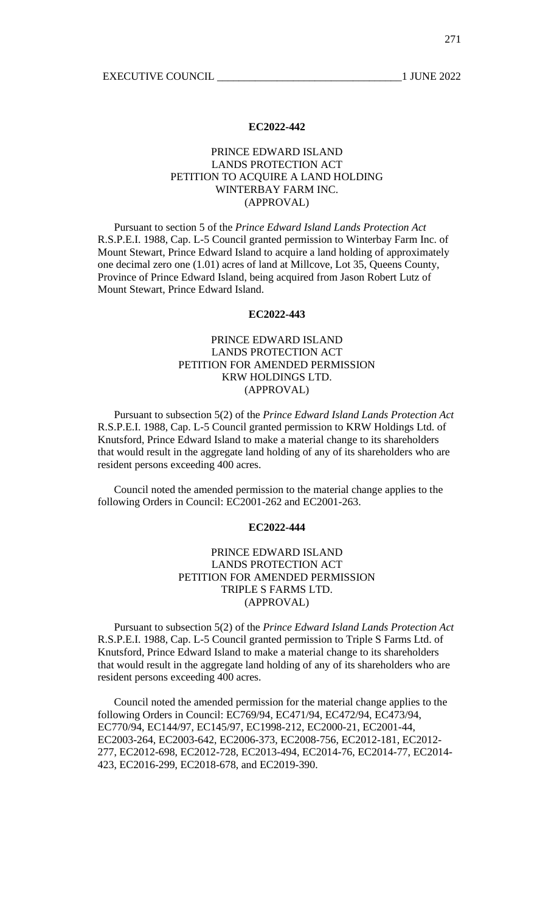**EC2022-442**

PRINCE EDWARD ISLAND
LANDS PROTECTION ACT
PETITION TO ACQUIRE A LAND HOLDING
WINTERBAY FARM INC.
(APPROVAL)

Pursuant to section 5 of the *Prince Edward Island Lands Protection Act* R.S.P.E.I. 1988, Cap. L-5 Council granted permission to Winterbay Farm Inc. of Mount Stewart, Prince Edward Island to acquire a land holding of approximately one decimal zero one (1.01) acres of land at Millcove, Lot 35, Queens County, Province of Prince Edward Island, being acquired from Jason Robert Lutz of Mount Stewart, Prince Edward Island.

**EC2022-443**

PRINCE EDWARD ISLAND
LANDS PROTECTION ACT
PETITION FOR AMENDED PERMISSION
KRW HOLDINGS LTD.
(APPROVAL)

Pursuant to subsection 5(2) of the *Prince Edward Island Lands Protection Act* R.S.P.E.I. 1988, Cap. L-5 Council granted permission to KRW Holdings Ltd. of Knutsford, Prince Edward Island to make a material change to its shareholders that would result in the aggregate land holding of any of its shareholders who are resident persons exceeding 400 acres.

Council noted the amended permission to the material change applies to the following Orders in Council: EC2001-262 and EC2001-263.

**EC2022-444**

PRINCE EDWARD ISLAND
LANDS PROTECTION ACT
PETITION FOR AMENDED PERMISSION
TRIPLE S FARMS LTD.
(APPROVAL)

Pursuant to subsection 5(2) of the *Prince Edward Island Lands Protection Act* R.S.P.E.I. 1988, Cap. L-5 Council granted permission to Triple S Farms Ltd. of Knutsford, Prince Edward Island to make a material change to its shareholders that would result in the aggregate land holding of any of its shareholders who are resident persons exceeding 400 acres.

Council noted the amended permission for the material change applies to the following Orders in Council: EC769/94, EC471/94, EC472/94, EC473/94, EC770/94, EC144/97, EC145/97, EC1998-212, EC2000-21, EC2001-44, EC2003-264, EC2003-642, EC2006-373, EC2008-756, EC2012-181, EC2012-277, EC2012-698, EC2012-728, EC2013-494, EC2014-76, EC2014-77, EC2014-423, EC2016-299, EC2018-678, and EC2019-390.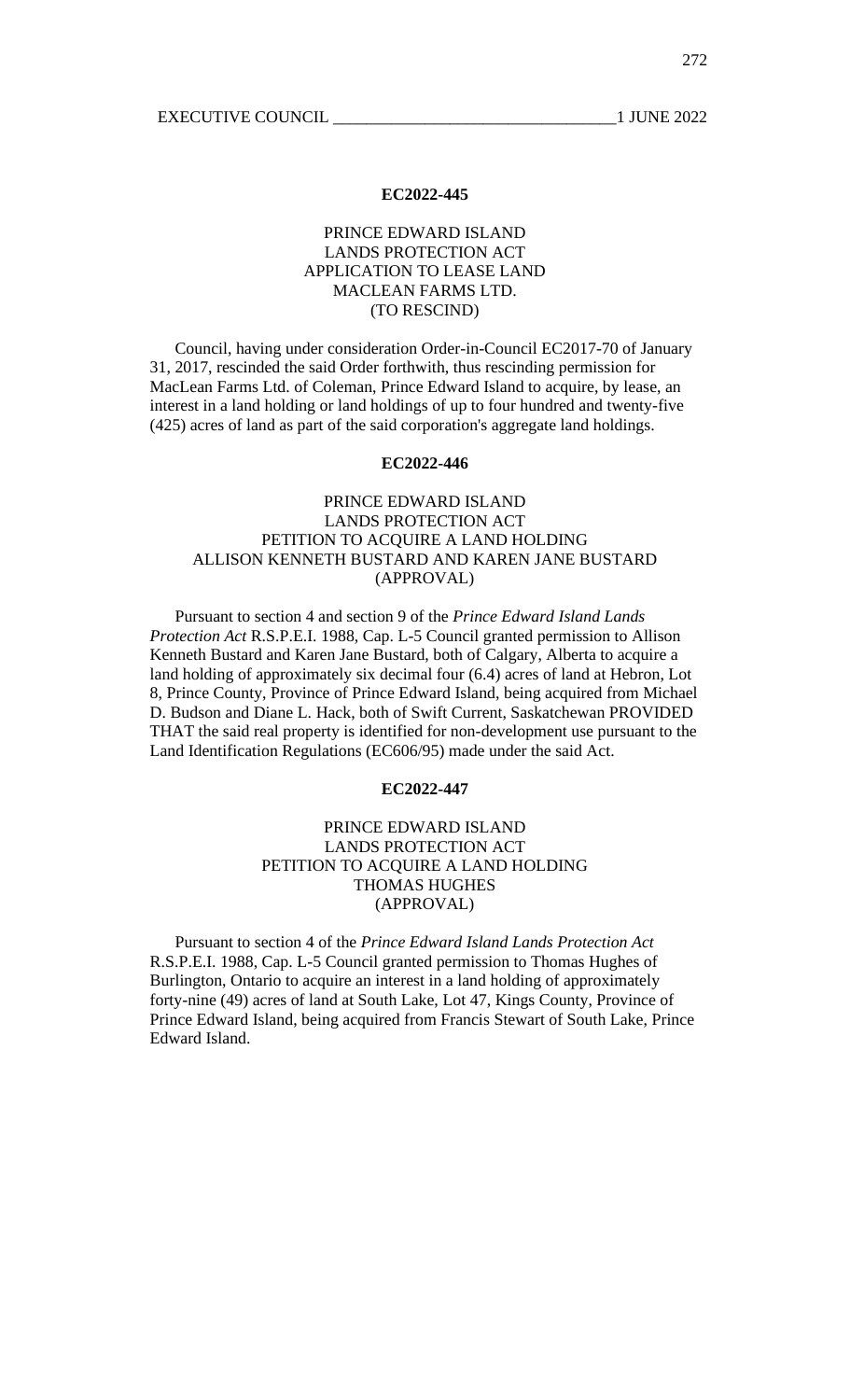**EC2022-445**

PRINCE EDWARD ISLAND
LANDS PROTECTION ACT
APPLICATION TO LEASE LAND
MACLEAN FARMS LTD.
(TO RESCIND)

Council, having under consideration Order-in-Council EC2017-70 of January 31, 2017, rescinded the said Order forthwith, thus rescinding permission for MacLean Farms Ltd. of Coleman, Prince Edward Island to acquire, by lease, an interest in a land holding or land holdings of up to four hundred and twenty-five (425) acres of land as part of the said corporation's aggregate land holdings.

**EC2022-446**

PRINCE EDWARD ISLAND
LANDS PROTECTION ACT
PETITION TO ACQUIRE A LAND HOLDING
ALLISON KENNETH BUSTARD AND KAREN JANE BUSTARD
(APPROVAL)

Pursuant to section 4 and section 9 of the *Prince Edward Island Lands Protection Act* R.S.P.E.I. 1988, Cap. L-5 Council granted permission to Allison Kenneth Bustard and Karen Jane Bustard, both of Calgary, Alberta to acquire a land holding of approximately six decimal four (6.4) acres of land at Hebron, Lot 8, Prince County, Province of Prince Edward Island, being acquired from Michael D. Budson and Diane L. Hack, both of Swift Current, Saskatchewan PROVIDED THAT the said real property is identified for non-development use pursuant to the Land Identification Regulations (EC606/95) made under the said Act.

**EC2022-447**

PRINCE EDWARD ISLAND
LANDS PROTECTION ACT
PETITION TO ACQUIRE A LAND HOLDING
THOMAS HUGHES
(APPROVAL)

Pursuant to section 4 of the *Prince Edward Island Lands Protection Act* R.S.P.E.I. 1988, Cap. L-5 Council granted permission to Thomas Hughes of Burlington, Ontario to acquire an interest in a land holding of approximately forty-nine (49) acres of land at South Lake, Lot 47, Kings County, Province of Prince Edward Island, being acquired from Francis Stewart of South Lake, Prince Edward Island.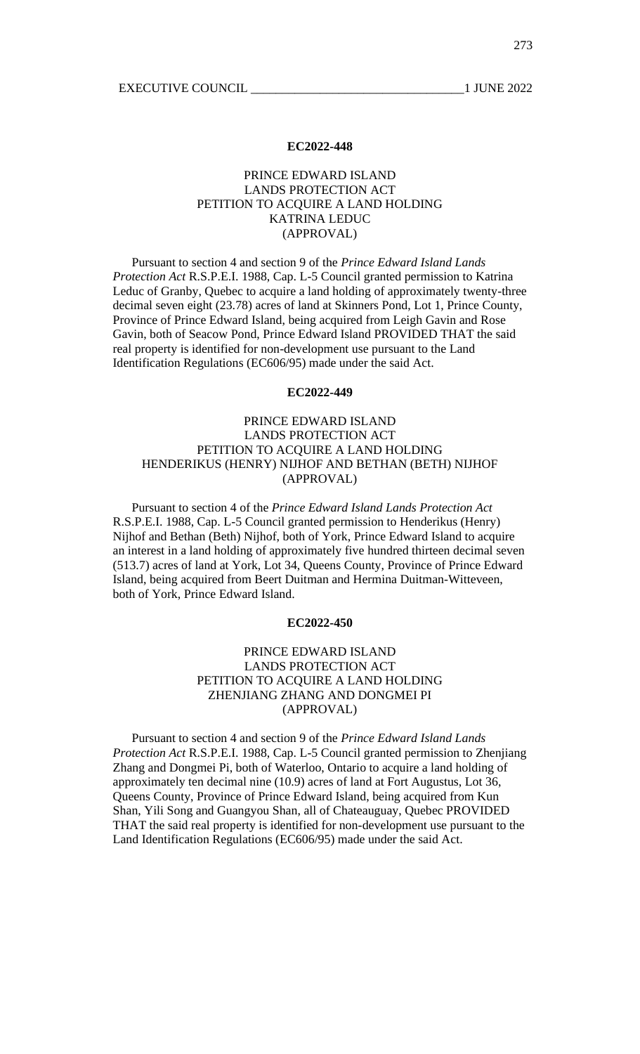**EC2022-448**

PRINCE EDWARD ISLAND
LANDS PROTECTION ACT
PETITION TO ACQUIRE A LAND HOLDING
KATRINA LEDUC
(APPROVAL)

Pursuant to section 4 and section 9 of the *Prince Edward Island Lands Protection Act* R.S.P.E.I. 1988, Cap. L-5 Council granted permission to Katrina Leduc of Granby, Quebec to acquire a land holding of approximately twenty-three decimal seven eight (23.78) acres of land at Skinners Pond, Lot 1, Prince County, Province of Prince Edward Island, being acquired from Leigh Gavin and Rose Gavin, both of Seacow Pond, Prince Edward Island PROVIDED THAT the said real property is identified for non-development use pursuant to the Land Identification Regulations (EC606/95) made under the said Act.

**EC2022-449**

PRINCE EDWARD ISLAND
LANDS PROTECTION ACT
PETITION TO ACQUIRE A LAND HOLDING
HENDERIKUS (HENRY) NIJHOF AND BETHAN (BETH) NIJHOF
(APPROVAL)

Pursuant to section 4 of the *Prince Edward Island Lands Protection Act* R.S.P.E.I. 1988, Cap. L-5 Council granted permission to Henderikus (Henry) Nijhof and Bethan (Beth) Nijhof, both of York, Prince Edward Island to acquire an interest in a land holding of approximately five hundred thirteen decimal seven (513.7) acres of land at York, Lot 34, Queens County, Province of Prince Edward Island, being acquired from Beert Duitman and Hermina Duitman-Witteveen, both of York, Prince Edward Island.

**EC2022-450**

PRINCE EDWARD ISLAND
LANDS PROTECTION ACT
PETITION TO ACQUIRE A LAND HOLDING
ZHENJIANG ZHANG AND DONGMEI PI
(APPROVAL)

Pursuant to section 4 and section 9 of the *Prince Edward Island Lands Protection Act* R.S.P.E.I. 1988, Cap. L-5 Council granted permission to Zhenjiang Zhang and Dongmei Pi, both of Waterloo, Ontario to acquire a land holding of approximately ten decimal nine (10.9) acres of land at Fort Augustus, Lot 36, Queens County, Province of Prince Edward Island, being acquired from Kun Shan, Yili Song and Guangyou Shan, all of Chateauguay, Quebec PROVIDED THAT the said real property is identified for non-development use pursuant to the Land Identification Regulations (EC606/95) made under the said Act.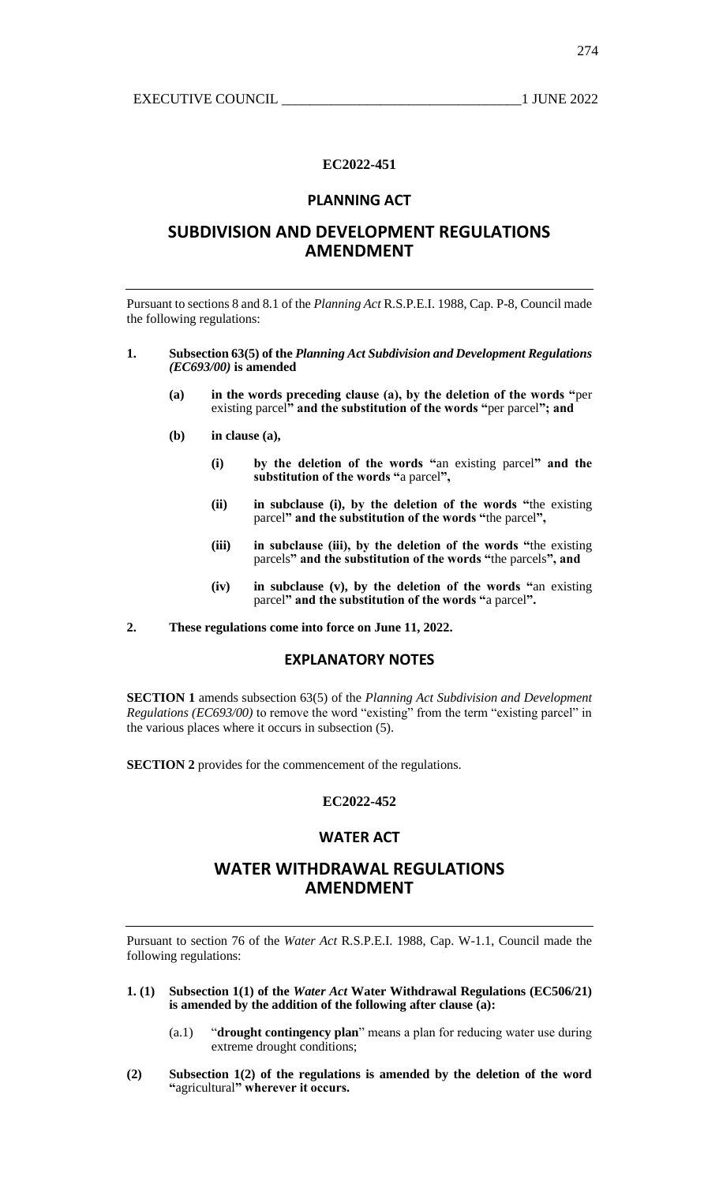**EC2022-451**

## PLANNING ACT

# SUBDIVISION AND DEVELOPMENT REGULATIONS AMENDMENT

Pursuant to sections 8 and 8.1 of the *Planning Act* R.S.P.E.I. 1988, Cap. P-8, Council made the following regulations:

**1. Subsection 63(5) of the *Planning Act Subdivision and Development Regulations (EC693/00)* is amended**

> **(a) in the words preceding clause (a), by the deletion of the words "**per existing parcel**" and the substitution of the words "**per parcel**"; and**
>
> **(b) in clause (a),**
>
> > **(i) by the deletion of the words "**an existing parcel**" and the substitution of the words "**a parcel**",**
> >
> > **(ii) in subclause (i), by the deletion of the words "**the existing parcel**" and the substitution of the words "**the parcel**",**
> >
> > **(iii) in subclause (iii), by the deletion of the words "**the existing parcels**" and the substitution of the words "**the parcels**", and**
> >
> > **(iv) in subclause (v), by the deletion of the words "**an existing parcel**" and the substitution of the words "**a parcel**".**

**2. These regulations come into force on June 11, 2022.**

## EXPLANATORY NOTES

**SECTION 1** amends subsection 63(5) of the *Planning Act Subdivision and Development Regulations (EC693/00)* to remove the word "existing" from the term "existing parcel" in the various places where it occurs in subsection (5).

**SECTION 2** provides for the commencement of the regulations.

**EC2022-452**

## WATER ACT

# WATER WITHDRAWAL REGULATIONS AMENDMENT

Pursuant to section 76 of the *Water Act* R.S.P.E.I. 1988, Cap. W-1.1, Council made the following regulations:

**1. (1) Subsection 1(1) of the *Water Act* Water Withdrawal Regulations (EC506/21) is amended by the addition of the following after clause (a):**

> (a.1) "**drought contingency plan**" means a plan for reducing water use during extreme drought conditions;

**(2) Subsection 1(2) of the regulations is amended by the deletion of the word "**agricultural**" wherever it occurs.**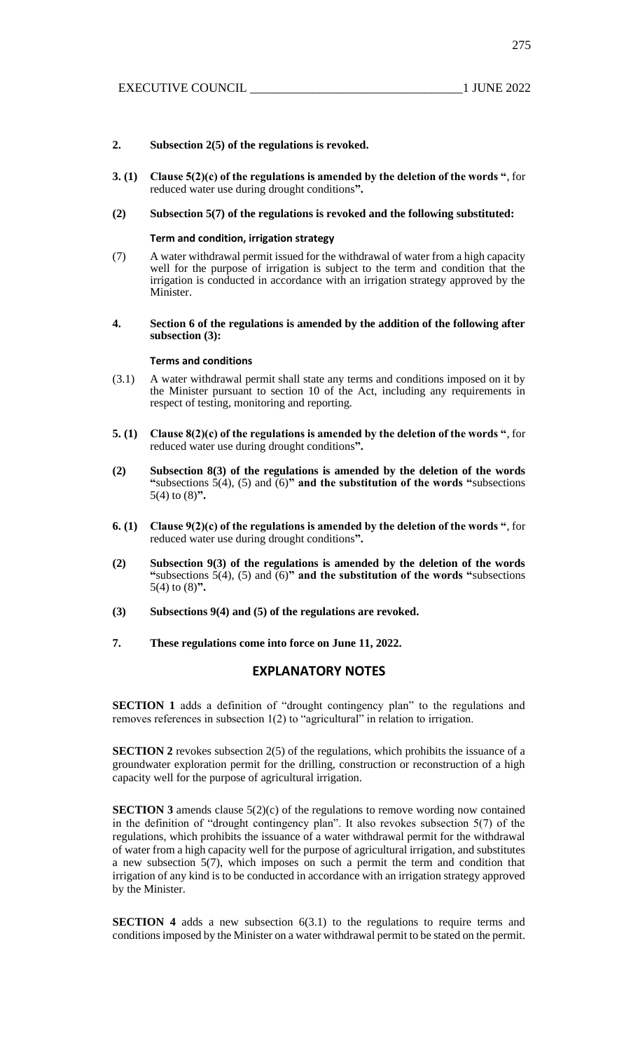**2. Subsection 2(5) of the regulations is revoked.**

**3. (1) Clause 5(2)(c) of the regulations is amended by the deletion of the words "**, for reduced water use during drought conditions**".**

**(2) Subsection 5(7) of the regulations is revoked and the following substituted:**

**Term and condition, irrigation strategy**

(7) A water withdrawal permit issued for the withdrawal of water from a high capacity well for the purpose of irrigation is subject to the term and condition that the irrigation is conducted in accordance with an irrigation strategy approved by the Minister.

**4. Section 6 of the regulations is amended by the addition of the following after subsection (3):**

**Terms and conditions**

(3.1) A water withdrawal permit shall state any terms and conditions imposed on it by the Minister pursuant to section 10 of the Act, including any requirements in respect of testing, monitoring and reporting.

**5. (1) Clause 8(2)(c) of the regulations is amended by the deletion of the words "**, for reduced water use during drought conditions**".**

**(2) Subsection 8(3) of the regulations is amended by the deletion of the words "**subsections 5(4), (5) and (6)**" and the substitution of the words "**subsections 5(4) to (8)**".**

**6. (1) Clause 9(2)(c) of the regulations is amended by the deletion of the words "**, for reduced water use during drought conditions**".**

**(2) Subsection 9(3) of the regulations is amended by the deletion of the words "**subsections 5(4), (5) and (6)**" and the substitution of the words "**subsections 5(4) to (8)**".**

**(3) Subsections 9(4) and (5) of the regulations are revoked.**

**7. These regulations come into force on June 11, 2022.**

## EXPLANATORY NOTES

**SECTION 1** adds a definition of "drought contingency plan" to the regulations and removes references in subsection 1(2) to "agricultural" in relation to irrigation.

**SECTION 2** revokes subsection 2(5) of the regulations, which prohibits the issuance of a groundwater exploration permit for the drilling, construction or reconstruction of a high capacity well for the purpose of agricultural irrigation.

**SECTION 3** amends clause 5(2)(c) of the regulations to remove wording now contained in the definition of "drought contingency plan". It also revokes subsection 5(7) of the regulations, which prohibits the issuance of a water withdrawal permit for the withdrawal of water from a high capacity well for the purpose of agricultural irrigation, and substitutes a new subsection 5(7), which imposes on such a permit the term and condition that irrigation of any kind is to be conducted in accordance with an irrigation strategy approved by the Minister.

**SECTION 4** adds a new subsection 6(3.1) to the regulations to require terms and conditions imposed by the Minister on a water withdrawal permit to be stated on the permit.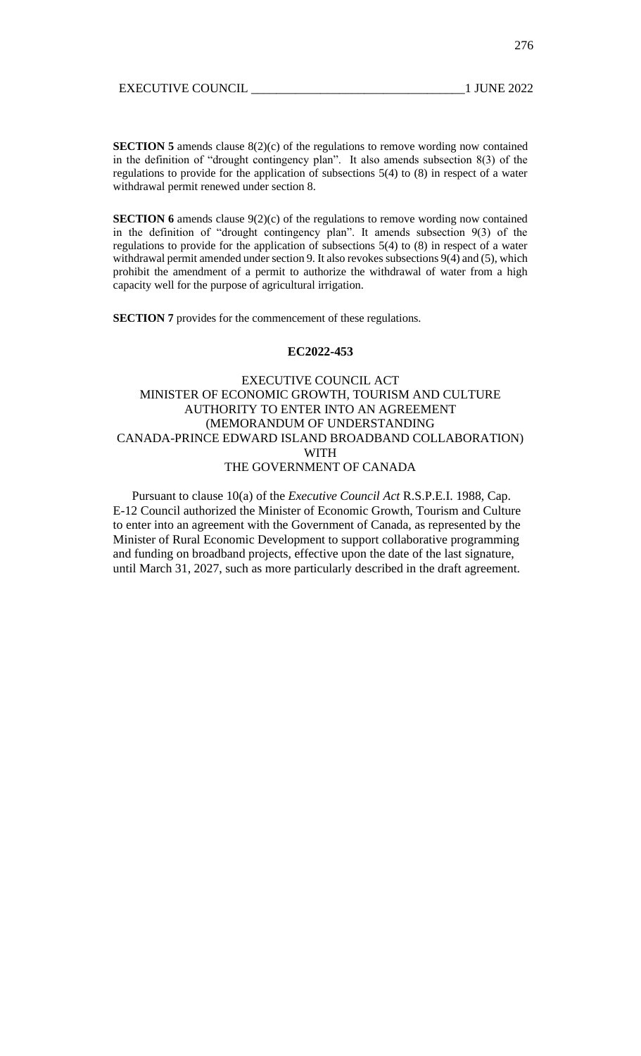**SECTION 5** amends clause 8(2)(c) of the regulations to remove wording now contained in the definition of "drought contingency plan". It also amends subsection 8(3) of the regulations to provide for the application of subsections 5(4) to (8) in respect of a water withdrawal permit renewed under section 8.

**SECTION 6** amends clause 9(2)(c) of the regulations to remove wording now contained in the definition of "drought contingency plan". It amends subsection 9(3) of the regulations to provide for the application of subsections 5(4) to (8) in respect of a water withdrawal permit amended under section 9. It also revokes subsections 9(4) and (5), which prohibit the amendment of a permit to authorize the withdrawal of water from a high capacity well for the purpose of agricultural irrigation.

**SECTION 7** provides for the commencement of these regulations.

**EC2022-453**

EXECUTIVE COUNCIL ACT
MINISTER OF ECONOMIC GROWTH, TOURISM AND CULTURE
AUTHORITY TO ENTER INTO AN AGREEMENT
(MEMORANDUM OF UNDERSTANDING
CANADA-PRINCE EDWARD ISLAND BROADBAND COLLABORATION)
WITH
THE GOVERNMENT OF CANADA

Pursuant to clause 10(a) of the *Executive Council Act* R.S.P.E.I. 1988, Cap. E-12 Council authorized the Minister of Economic Growth, Tourism and Culture to enter into an agreement with the Government of Canada, as represented by the Minister of Rural Economic Development to support collaborative programming and funding on broadband projects, effective upon the date of the last signature, until March 31, 2027, such as more particularly described in the draft agreement.